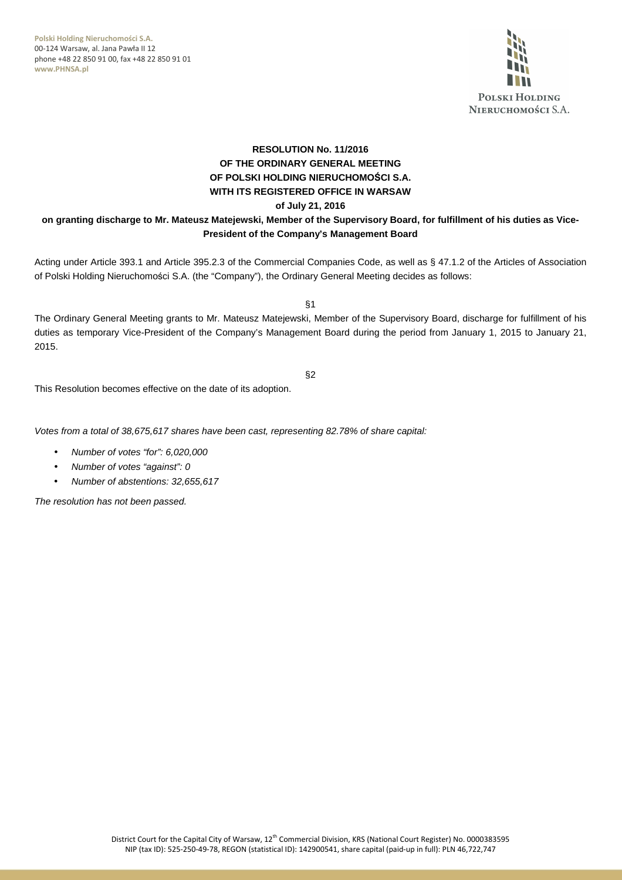Polski Holding Nieruchomości S.A.
00-124 Warsaw, al. Jana Pawła II 12
phone +48 22 850 91 00, fax +48 22 850 91 01
www.PHNSA.pl

Polski Holding Nieruchomości S.A.

**RESOLUTION No. 11/2016**
**OF THE ORDINARY GENERAL MEETING**
**OF POLSKI HOLDING NIERUCHOMOŚCI S.A.**
**WITH ITS REGISTERED OFFICE IN WARSAW**
**of July 21, 2016**

**on granting discharge to Mr. Mateusz Matejewski, Member of the Supervisory Board, for fulfillment of his duties as Vice-President of the Company's Management Board**

Acting under Article 393.1 and Article 395.2.3 of the Commercial Companies Code, as well as § 47.1.2 of the Articles of Association of Polski Holding Nieruchomości S.A. (the "Company"), the Ordinary General Meeting decides as follows:

§1

The Ordinary General Meeting grants to Mr. Mateusz Matejewski, Member of the Supervisory Board, discharge for fulfillment of his duties as temporary Vice-President of the Company's Management Board during the period from January 1, 2015 to January 21, 2015.

§2

This Resolution becomes effective on the date of its adoption.

*Votes from a total of 38,675,617 shares have been cast, representing 82.78% of share capital:*

- *Number of votes "for": 6,020,000*
- *Number of votes "against": 0*
- *Number of abstentions: 32,655,617*

*The resolution has not been passed.*

District Court for the Capital City of Warsaw, 12th Commercial Division, KRS (National Court Register) No. 0000383595
NIP (tax ID): 525-250-49-78, REGON (statistical ID): 142900541, share capital (paid-up in full): PLN 46,722,747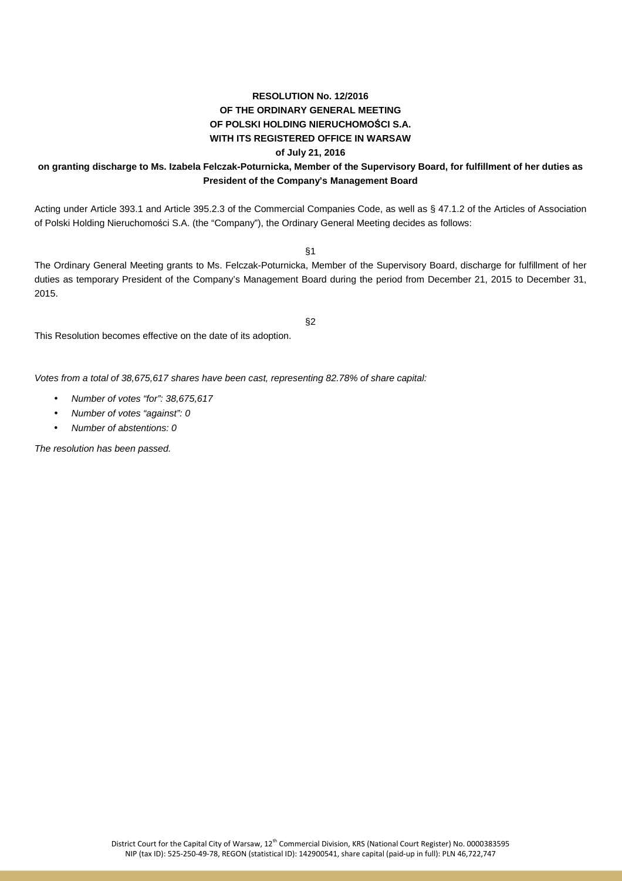**RESOLUTION No. 12/2016**
**OF THE ORDINARY GENERAL MEETING**
**OF POLSKI HOLDING NIERUCHOMOŚCI S.A.**
**WITH ITS REGISTERED OFFICE IN WARSAW**
**of July 21, 2016**

**on granting discharge to Ms. Izabela Felczak-Poturnicka, Member of the Supervisory Board, for fulfillment of her duties as President of the Company's Management Board**

Acting under Article 393.1 and Article 395.2.3 of the Commercial Companies Code, as well as § 47.1.2 of the Articles of Association of Polski Holding Nieruchomości S.A. (the "Company"), the Ordinary General Meeting decides as follows:

§1

The Ordinary General Meeting grants to Ms. Felczak-Poturnicka, Member of the Supervisory Board, discharge for fulfillment of her duties as temporary President of the Company's Management Board during the period from December 21, 2015 to December 31, 2015.

§2

This Resolution becomes effective on the date of its adoption.

*Votes from a total of 38,675,617 shares have been cast, representing 82.78% of share capital:*

- *Number of votes "for": 38,675,617*
- *Number of votes "against": 0*
- *Number of abstentions: 0*

*The resolution has been passed.*

District Court for the Capital City of Warsaw, 12th Commercial Division, KRS (National Court Register) No. 0000383595
NIP (tax ID): 525-250-49-78, REGON (statistical ID): 142900541, share capital (paid-up in full): PLN 46,722,747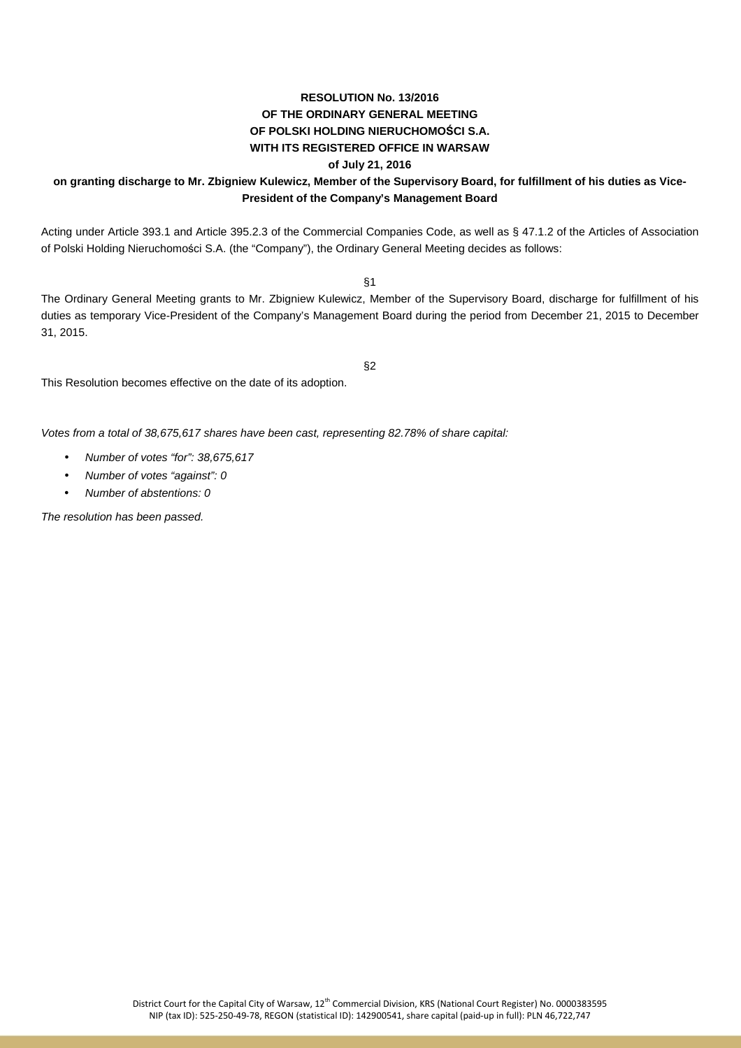**RESOLUTION No. 13/2016**
**OF THE ORDINARY GENERAL MEETING**
**OF POLSKI HOLDING NIERUCHOMOŚCI S.A.**
**WITH ITS REGISTERED OFFICE IN WARSAW**
**of July 21, 2016**

**on granting discharge to Mr. Zbigniew Kulewicz, Member of the Supervisory Board, for fulfillment of his duties as Vice-President of the Company's Management Board**

Acting under Article 393.1 and Article 395.2.3 of the Commercial Companies Code, as well as § 47.1.2 of the Articles of Association of Polski Holding Nieruchomości S.A. (the "Company"), the Ordinary General Meeting decides as follows:

§1

The Ordinary General Meeting grants to Mr. Zbigniew Kulewicz, Member of the Supervisory Board, discharge for fulfillment of his duties as temporary Vice-President of the Company's Management Board during the period from December 21, 2015 to December 31, 2015.

§2

This Resolution becomes effective on the date of its adoption.

*Votes from a total of 38,675,617 shares have been cast, representing 82.78% of share capital:*

- *Number of votes "for": 38,675,617*
- *Number of votes "against": 0*
- *Number of abstentions: 0*

*The resolution has been passed.*

District Court for the Capital City of Warsaw, 12th Commercial Division, KRS (National Court Register) No. 0000383595
NIP (tax ID): 525-250-49-78, REGON (statistical ID): 142900541, share capital (paid-up in full): PLN 46,722,747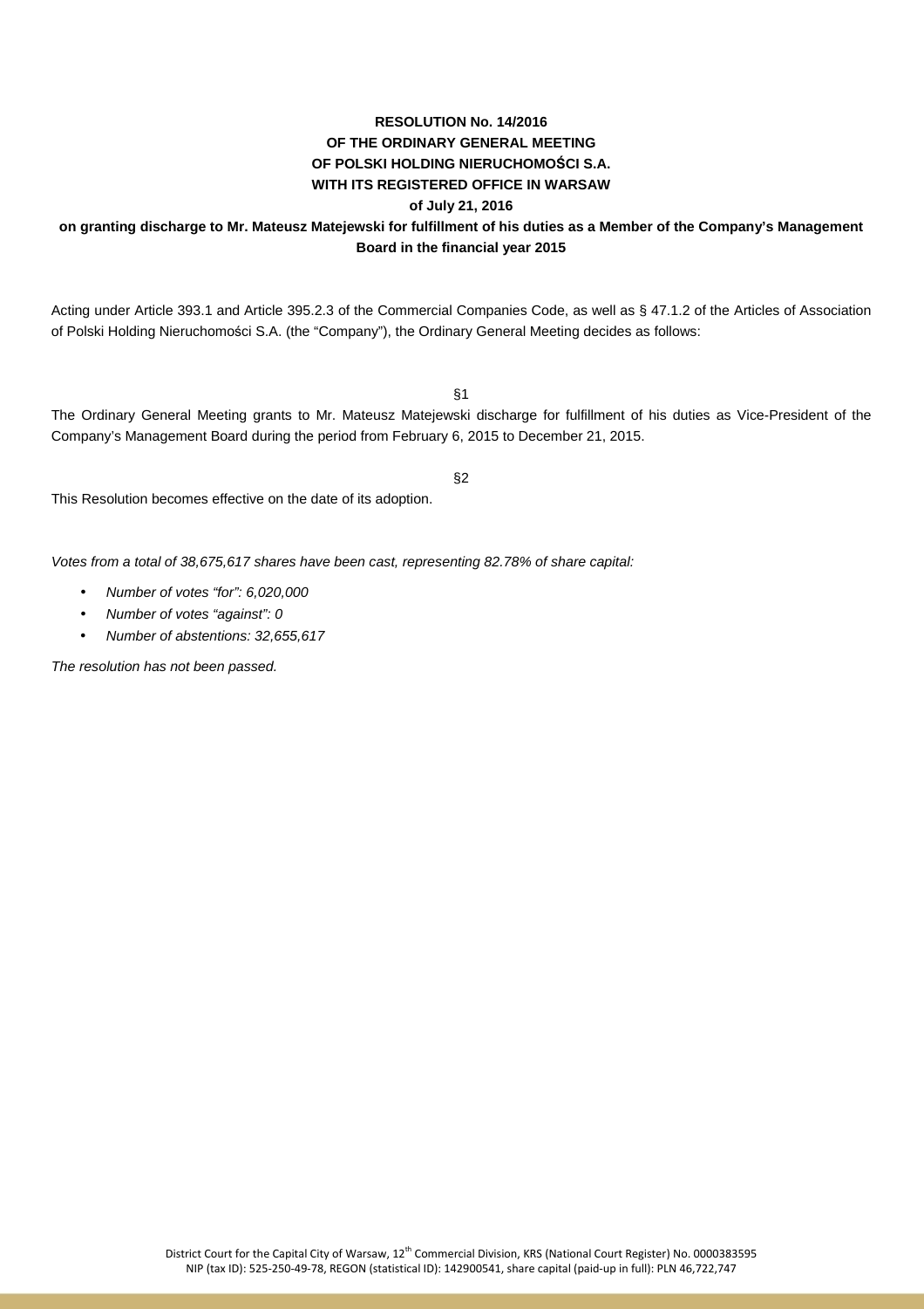**RESOLUTION No. 14/2016**
**OF THE ORDINARY GENERAL MEETING**
**OF POLSKI HOLDING NIERUCHOMOŚCI S.A.**
**WITH ITS REGISTERED OFFICE IN WARSAW**
**of July 21, 2016**
**on granting discharge to Mr. Mateusz Matejewski for fulfillment of his duties as a Member of the Company's Management Board in the financial year 2015**

Acting under Article 393.1 and Article 395.2.3 of the Commercial Companies Code, as well as § 47.1.2 of the Articles of Association of Polski Holding Nieruchomości S.A. (the "Company"), the Ordinary General Meeting decides as follows:

§1

The Ordinary General Meeting grants to Mr. Mateusz Matejewski discharge for fulfillment of his duties as Vice-President of the Company's Management Board during the period from February 6, 2015 to December 21, 2015.

§2

This Resolution becomes effective on the date of its adoption.

*Votes from a total of 38,675,617 shares have been cast, representing 82.78% of share capital:*

- *Number of votes "for": 6,020,000*
- *Number of votes "against": 0*
- *Number of abstentions: 32,655,617*

*The resolution has not been passed.*

District Court for the Capital City of Warsaw, 12th Commercial Division, KRS (National Court Register) No. 0000383595
NIP (tax ID): 525-250-49-78, REGON (statistical ID): 142900541, share capital (paid-up in full): PLN 46,722,747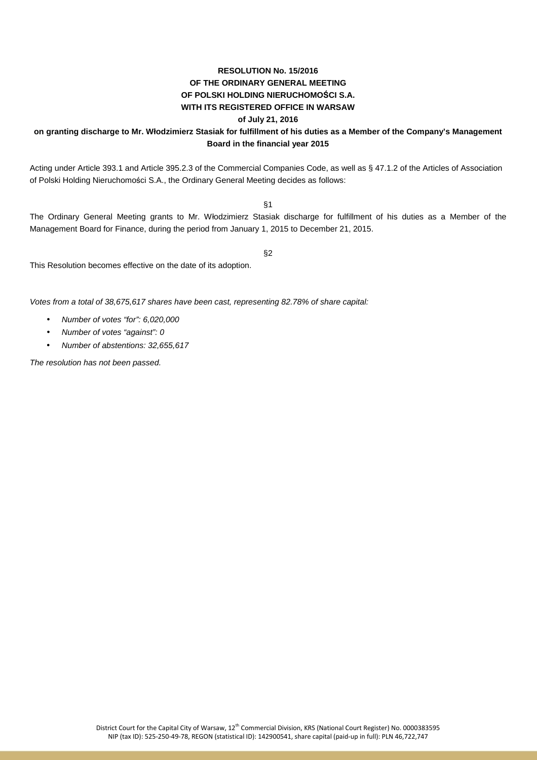**RESOLUTION No. 15/2016**
**OF THE ORDINARY GENERAL MEETING**
**OF POLSKI HOLDING NIERUCHOMOŚCI S.A.**
**WITH ITS REGISTERED OFFICE IN WARSAW**
**of July 21, 2016**

**on granting discharge to Mr. Włodzimierz Stasiak for fulfillment of his duties as a Member of the Company's Management Board in the financial year 2015**

Acting under Article 393.1 and Article 395.2.3 of the Commercial Companies Code, as well as § 47.1.2 of the Articles of Association of Polski Holding Nieruchomości S.A., the Ordinary General Meeting decides as follows:

§1

The Ordinary General Meeting grants to Mr. Włodzimierz Stasiak discharge for fulfillment of his duties as a Member of the Management Board for Finance, during the period from January 1, 2015 to December 21, 2015.

§2

This Resolution becomes effective on the date of its adoption.

*Votes from a total of 38,675,617 shares have been cast, representing 82.78% of share capital:*

- *Number of votes "for": 6,020,000*
- *Number of votes "against": 0*
- *Number of abstentions: 32,655,617*

*The resolution has not been passed.*

District Court for the Capital City of Warsaw, 12th Commercial Division, KRS (National Court Register) No. 0000383595
NIP (tax ID): 525-250-49-78, REGON (statistical ID): 142900541, share capital (paid-up in full): PLN 46,722,747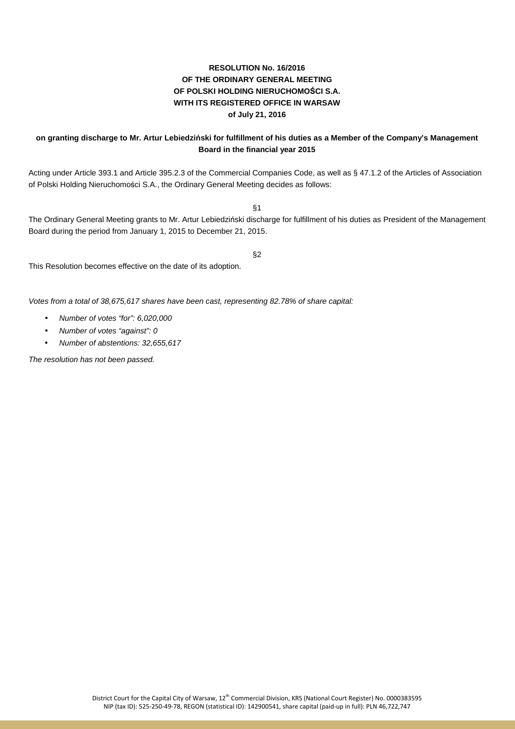**RESOLUTION No. 16/2016**
**OF THE ORDINARY GENERAL MEETING**
**OF POLSKI HOLDING NIERUCHOMOŚCI S.A.**
**WITH ITS REGISTERED OFFICE IN WARSAW**
**of July 21, 2016**

**on granting discharge to Mr. Artur Lebiedziński for fulfillment of his duties as a Member of the Company's Management Board in the financial year 2015**

Acting under Article 393.1 and Article 395.2.3 of the Commercial Companies Code, as well as § 47.1.2 of the Articles of Association of Polski Holding Nieruchomości S.A., the Ordinary General Meeting decides as follows:

§1

The Ordinary General Meeting grants to Mr. Artur Lebiedziński discharge for fulfillment of his duties as President of the Management Board during the period from January 1, 2015 to December 21, 2015.

§2

This Resolution becomes effective on the date of its adoption.

*Votes from a total of 38,675,617 shares have been cast, representing 82.78% of share capital:*

- *Number of votes "for": 6,020,000*
- *Number of votes "against": 0*
- *Number of abstentions: 32,655,617*

*The resolution has not been passed.*

District Court for the Capital City of Warsaw, 12th Commercial Division, KRS (National Court Register) No. 0000383595
NIP (tax ID): 525-250-49-78, REGON (statistical ID): 142900541, share capital (paid-up in full): PLN 46,722,747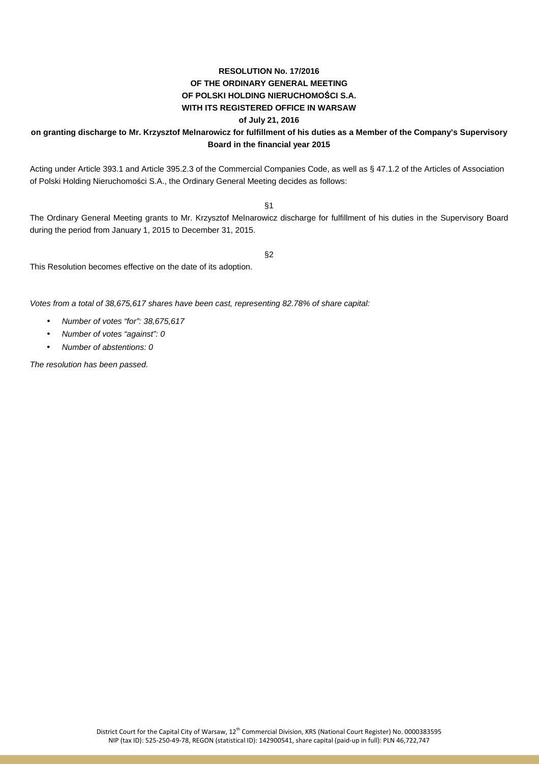**RESOLUTION No. 17/2016**
**OF THE ORDINARY GENERAL MEETING**
**OF POLSKI HOLDING NIERUCHOMOŚCI S.A.**
**WITH ITS REGISTERED OFFICE IN WARSAW**
**of July 21, 2016**

**on granting discharge to Mr. Krzysztof Melnarowicz for fulfillment of his duties as a Member of the Company's Supervisory Board in the financial year 2015**

Acting under Article 393.1 and Article 395.2.3 of the Commercial Companies Code, as well as § 47.1.2 of the Articles of Association of Polski Holding Nieruchomości S.A., the Ordinary General Meeting decides as follows:

§1

The Ordinary General Meeting grants to Mr. Krzysztof Melnarowicz discharge for fulfillment of his duties in the Supervisory Board during the period from January 1, 2015 to December 31, 2015.

§2

This Resolution becomes effective on the date of its adoption.

*Votes from a total of 38,675,617 shares have been cast, representing 82.78% of share capital:*

- *Number of votes "for": 38,675,617*
- *Number of votes "against": 0*
- *Number of abstentions: 0*

*The resolution has been passed.*

District Court for the Capital City of Warsaw, 12th Commercial Division, KRS (National Court Register) No. 0000383595
NIP (tax ID): 525-250-49-78, REGON (statistical ID): 142900541, share capital (paid-up in full): PLN 46,722,747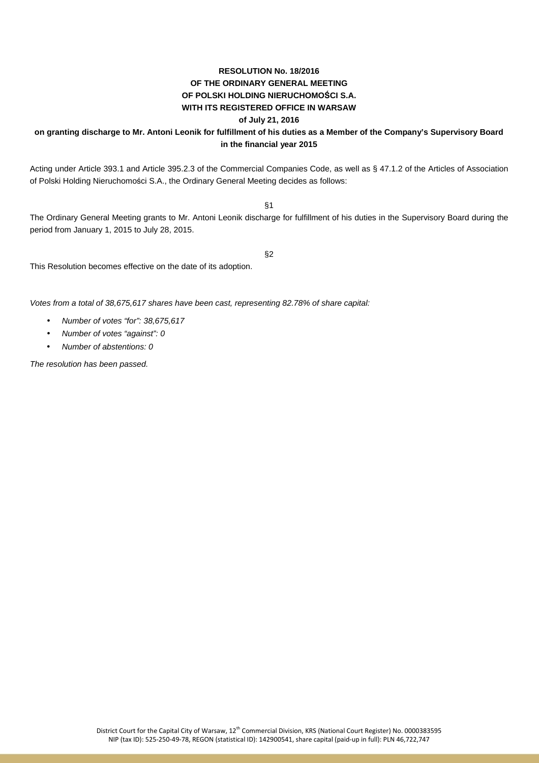**RESOLUTION No. 18/2016**
**OF THE ORDINARY GENERAL MEETING**
**OF POLSKI HOLDING NIERUCHOMOŚCI S.A.**
**WITH ITS REGISTERED OFFICE IN WARSAW**
**of July 21, 2016**

**on granting discharge to Mr. Antoni Leonik for fulfillment of his duties as a Member of the Company's Supervisory Board in the financial year 2015**

Acting under Article 393.1 and Article 395.2.3 of the Commercial Companies Code, as well as § 47.1.2 of the Articles of Association of Polski Holding Nieruchomości S.A., the Ordinary General Meeting decides as follows:

§1

The Ordinary General Meeting grants to Mr. Antoni Leonik discharge for fulfillment of his duties in the Supervisory Board during the period from January 1, 2015 to July 28, 2015.

§2

This Resolution becomes effective on the date of its adoption.

*Votes from a total of 38,675,617 shares have been cast, representing 82.78% of share capital:*

- *Number of votes "for": 38,675,617*
- *Number of votes "against": 0*
- *Number of abstentions: 0*

*The resolution has been passed.*

District Court for the Capital City of Warsaw, 12th Commercial Division, KRS (National Court Register) No. 0000383595
NIP (tax ID): 525-250-49-78, REGON (statistical ID): 142900541, share capital (paid-up in full): PLN 46,722,747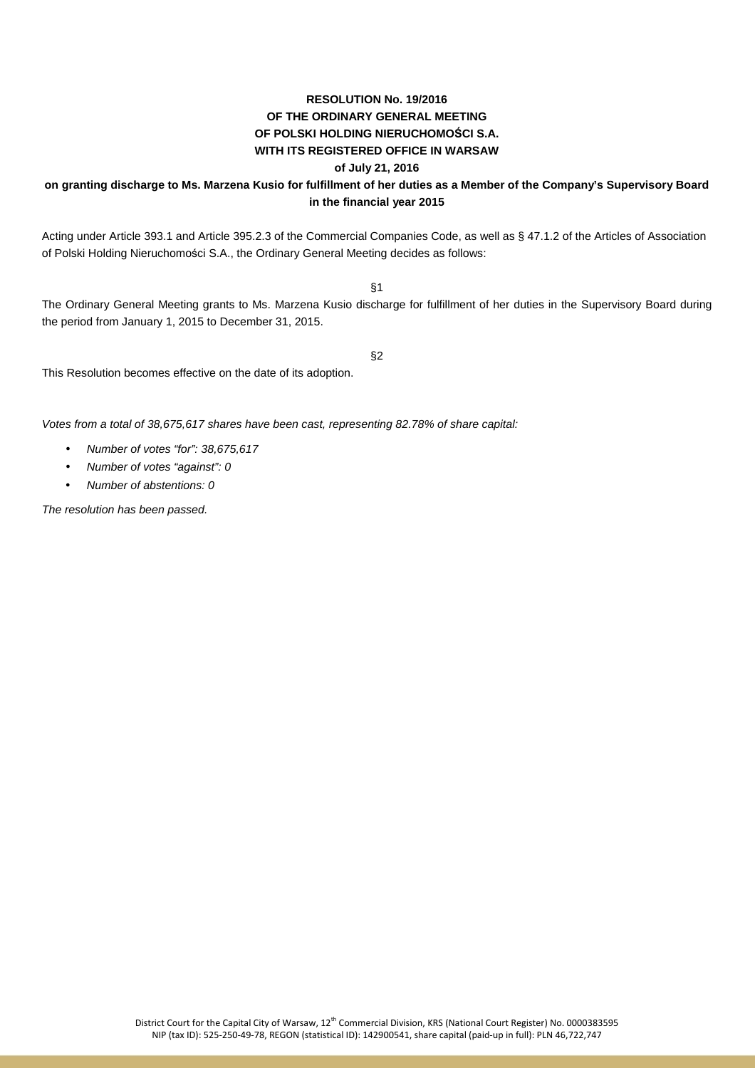**RESOLUTION No. 19/2016**
**OF THE ORDINARY GENERAL MEETING**
**OF POLSKI HOLDING NIERUCHOMOŚCI S.A.**
**WITH ITS REGISTERED OFFICE IN WARSAW**
**of July 21, 2016**
**on granting discharge to Ms. Marzena Kusio for fulfillment of her duties as a Member of the Company's Supervisory Board in the financial year 2015**

Acting under Article 393.1 and Article 395.2.3 of the Commercial Companies Code, as well as § 47.1.2 of the Articles of Association of Polski Holding Nieruchomości S.A., the Ordinary General Meeting decides as follows:

§1

The Ordinary General Meeting grants to Ms. Marzena Kusio discharge for fulfillment of her duties in the Supervisory Board during the period from January 1, 2015 to December 31, 2015.

§2

This Resolution becomes effective on the date of its adoption.

*Votes from a total of 38,675,617 shares have been cast, representing 82.78% of share capital:*

- *Number of votes "for": 38,675,617*
- *Number of votes "against": 0*
- *Number of abstentions: 0*

*The resolution has been passed.*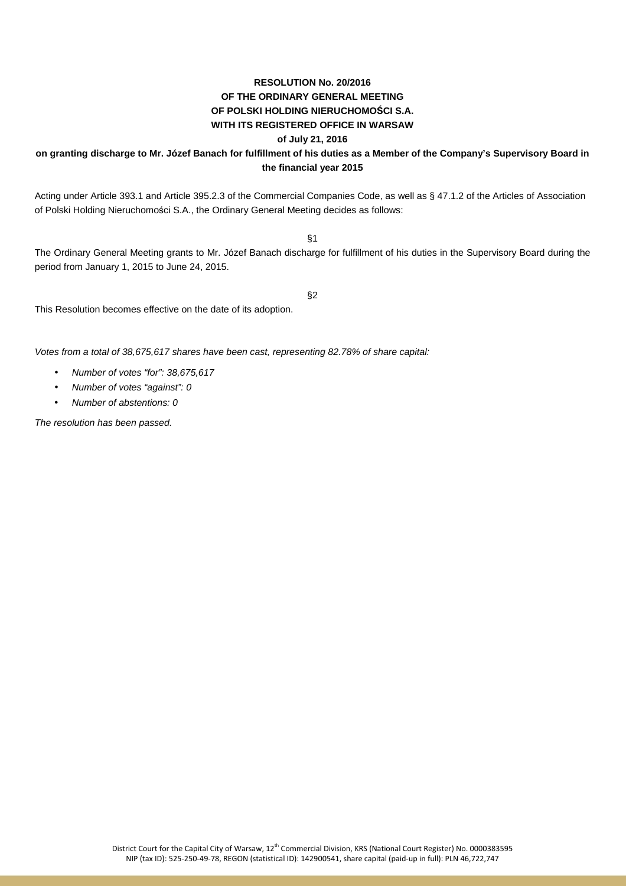**RESOLUTION No. 20/2016**
**OF THE ORDINARY GENERAL MEETING**
**OF POLSKI HOLDING NIERUCHOMOŚCI S.A.**
**WITH ITS REGISTERED OFFICE IN WARSAW**
**of July 21, 2016**

**on granting discharge to Mr. Józef Banach for fulfillment of his duties as a Member of the Company's Supervisory Board in the financial year 2015**

Acting under Article 393.1 and Article 395.2.3 of the Commercial Companies Code, as well as § 47.1.2 of the Articles of Association of Polski Holding Nieruchomości S.A., the Ordinary General Meeting decides as follows:

§1

The Ordinary General Meeting grants to Mr. Józef Banach discharge for fulfillment of his duties in the Supervisory Board during the period from January 1, 2015 to June 24, 2015.

§2

This Resolution becomes effective on the date of its adoption.

*Votes from a total of 38,675,617 shares have been cast, representing 82.78% of share capital:*

- *Number of votes "for": 38,675,617*
- *Number of votes "against": 0*
- *Number of abstentions: 0*

*The resolution has been passed.*

District Court for the Capital City of Warsaw, 12th Commercial Division, KRS (National Court Register) No. 0000383595
NIP (tax ID): 525-250-49-78, REGON (statistical ID): 142900541, share capital (paid-up in full): PLN 46,722,747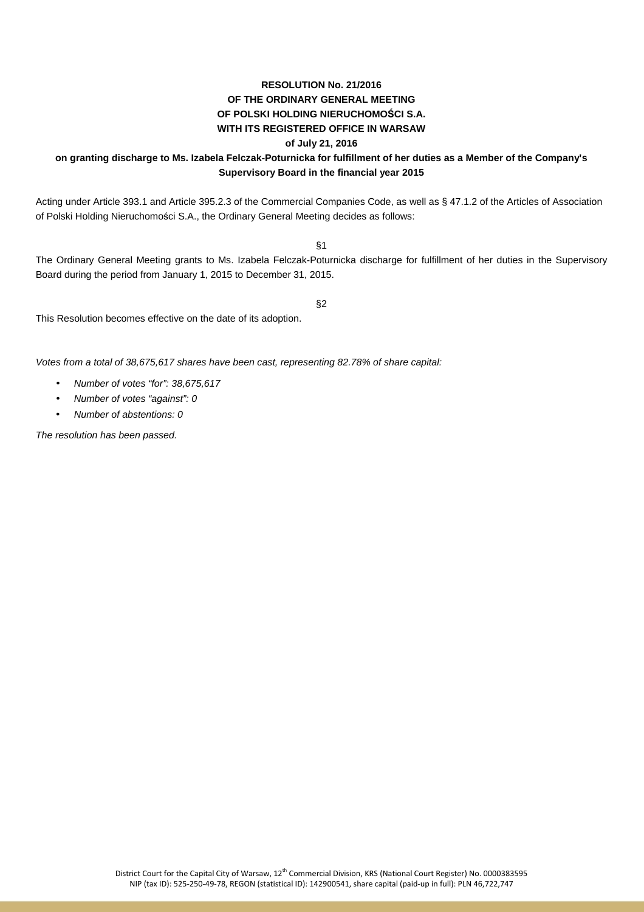**RESOLUTION No. 21/2016**
**OF THE ORDINARY GENERAL MEETING**
**OF POLSKI HOLDING NIERUCHOMOŚCI S.A.**
**WITH ITS REGISTERED OFFICE IN WARSAW**
**of July 21, 2016**
**on granting discharge to Ms. Izabela Felczak-Poturnicka for fulfillment of her duties as a Member of the Company's Supervisory Board in the financial year 2015**

Acting under Article 393.1 and Article 395.2.3 of the Commercial Companies Code, as well as § 47.1.2 of the Articles of Association of Polski Holding Nieruchomości S.A., the Ordinary General Meeting decides as follows:

§1

The Ordinary General Meeting grants to Ms. Izabela Felczak-Poturnicka discharge for fulfillment of her duties in the Supervisory Board during the period from January 1, 2015 to December 31, 2015.

§2

This Resolution becomes effective on the date of its adoption.

*Votes from a total of 38,675,617 shares have been cast, representing 82.78% of share capital:*

- *Number of votes "for": 38,675,617*
- *Number of votes "against": 0*
- *Number of abstentions: 0*

*The resolution has been passed.*

District Court for the Capital City of Warsaw, 12th Commercial Division, KRS (National Court Register) No. 0000383595
NIP (tax ID): 525-250-49-78, REGON (statistical ID): 142900541, share capital (paid-up in full): PLN 46,722,747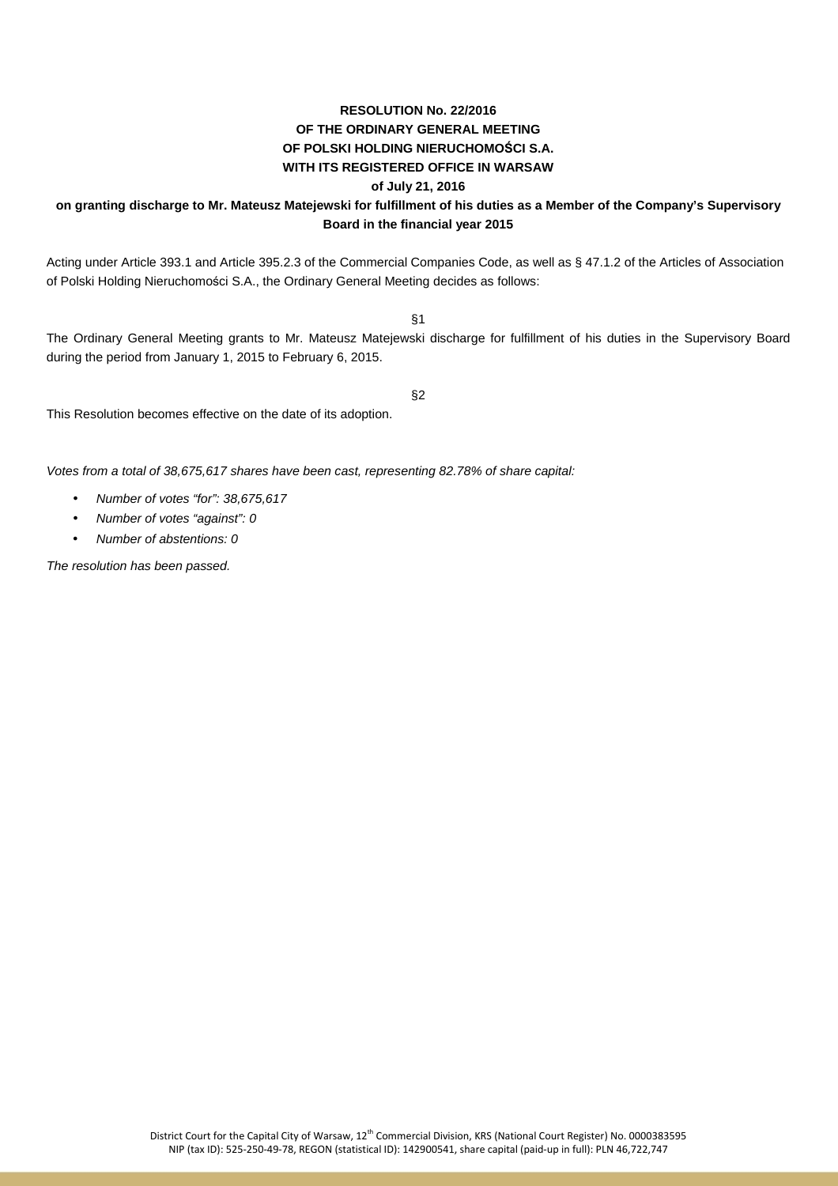**RESOLUTION No. 22/2016**
**OF THE ORDINARY GENERAL MEETING**
**OF POLSKI HOLDING NIERUCHOMOŚCI S.A.**
**WITH ITS REGISTERED OFFICE IN WARSAW**
**of July 21, 2016**

**on granting discharge to Mr. Mateusz Matejewski for fulfillment of his duties as a Member of the Company's Supervisory Board in the financial year 2015**

Acting under Article 393.1 and Article 395.2.3 of the Commercial Companies Code, as well as § 47.1.2 of the Articles of Association of Polski Holding Nieruchomości S.A., the Ordinary General Meeting decides as follows:

§1

The Ordinary General Meeting grants to Mr. Mateusz Matejewski discharge for fulfillment of his duties in the Supervisory Board during the period from January 1, 2015 to February 6, 2015.

§2

This Resolution becomes effective on the date of its adoption.

*Votes from a total of 38,675,617 shares have been cast, representing 82.78% of share capital:*

- *Number of votes "for": 38,675,617*
- *Number of votes "against": 0*
- *Number of abstentions: 0*

*The resolution has been passed.*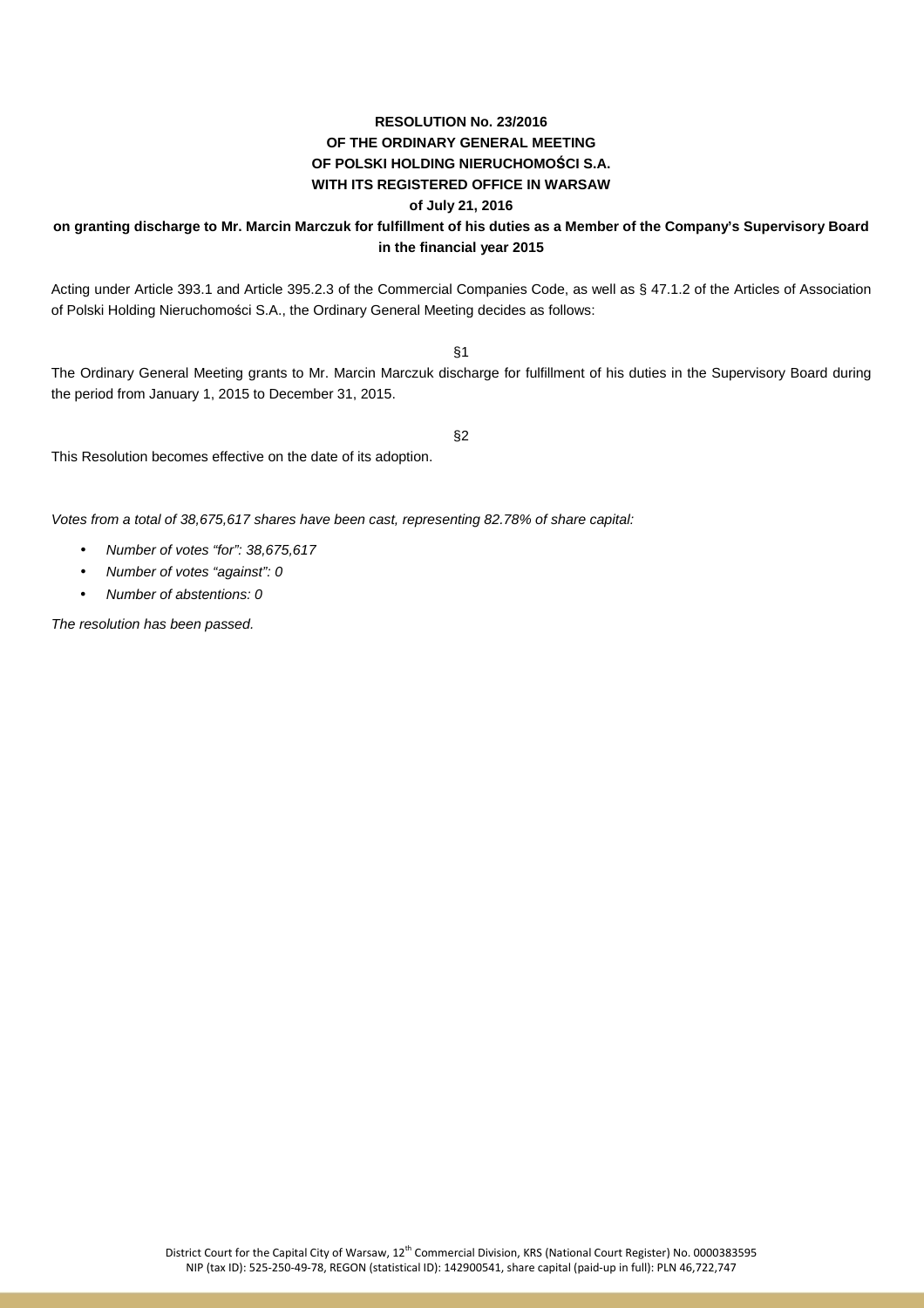**RESOLUTION No. 23/2016**
**OF THE ORDINARY GENERAL MEETING**
**OF POLSKI HOLDING NIERUCHOMOŚCI S.A.**
**WITH ITS REGISTERED OFFICE IN WARSAW**
**of July 21, 2016**

**on granting discharge to Mr. Marcin Marczuk for fulfillment of his duties as a Member of the Company's Supervisory Board in the financial year 2015**

Acting under Article 393.1 and Article 395.2.3 of the Commercial Companies Code, as well as § 47.1.2 of the Articles of Association of Polski Holding Nieruchomości S.A., the Ordinary General Meeting decides as follows:

§1

The Ordinary General Meeting grants to Mr. Marcin Marczuk discharge for fulfillment of his duties in the Supervisory Board during the period from January 1, 2015 to December 31, 2015.

§2

This Resolution becomes effective on the date of its adoption.

*Votes from a total of 38,675,617 shares have been cast, representing 82.78% of share capital:*

- *Number of votes "for": 38,675,617*
- *Number of votes "against": 0*
- *Number of abstentions: 0*

*The resolution has been passed.*

District Court for the Capital City of Warsaw, 12th Commercial Division, KRS (National Court Register) No. 0000383595
NIP (tax ID): 525-250-49-78, REGON (statistical ID): 142900541, share capital (paid-up in full): PLN 46,722,747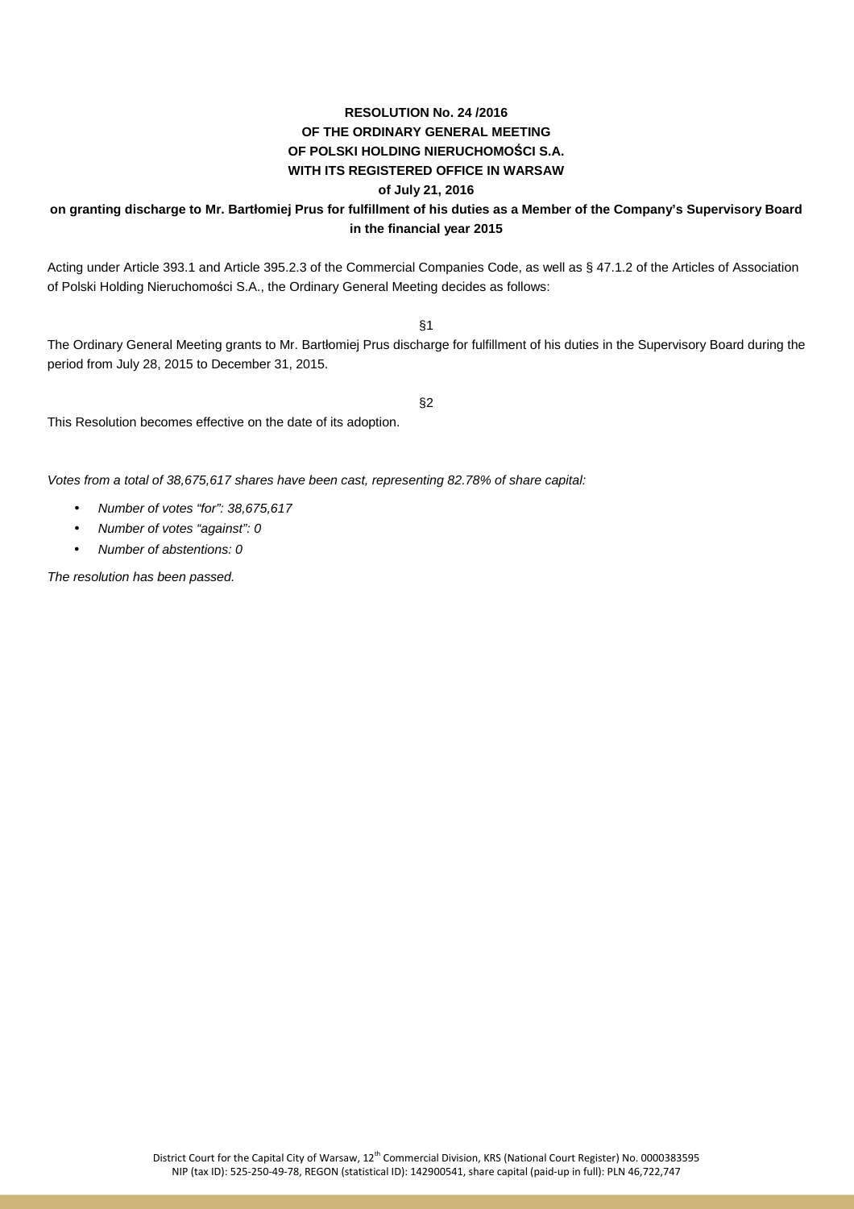**RESOLUTION No. 24 /2016**
**OF THE ORDINARY GENERAL MEETING**
**OF POLSKI HOLDING NIERUCHOMOŚCI S.A.**
**WITH ITS REGISTERED OFFICE IN WARSAW**
**of July 21, 2016**

**on granting discharge to Mr. Bartłomiej Prus for fulfillment of his duties as a Member of the Company's Supervisory Board in the financial year 2015**

Acting under Article 393.1 and Article 395.2.3 of the Commercial Companies Code, as well as § 47.1.2 of the Articles of Association of Polski Holding Nieruchomości S.A., the Ordinary General Meeting decides as follows:

§1

The Ordinary General Meeting grants to Mr. Bartłomiej Prus discharge for fulfillment of his duties in the Supervisory Board during the period from July 28, 2015 to December 31, 2015.

§2

This Resolution becomes effective on the date of its adoption.

*Votes from a total of 38,675,617 shares have been cast, representing 82.78% of share capital:*

- *Number of votes "for": 38,675,617*
- *Number of votes "against": 0*
- *Number of abstentions: 0*

*The resolution has been passed.*

District Court for the Capital City of Warsaw, 12th Commercial Division, KRS (National Court Register) No. 0000383595
NIP (tax ID): 525-250-49-78, REGON (statistical ID): 142900541, share capital (paid-up in full): PLN 46,722,747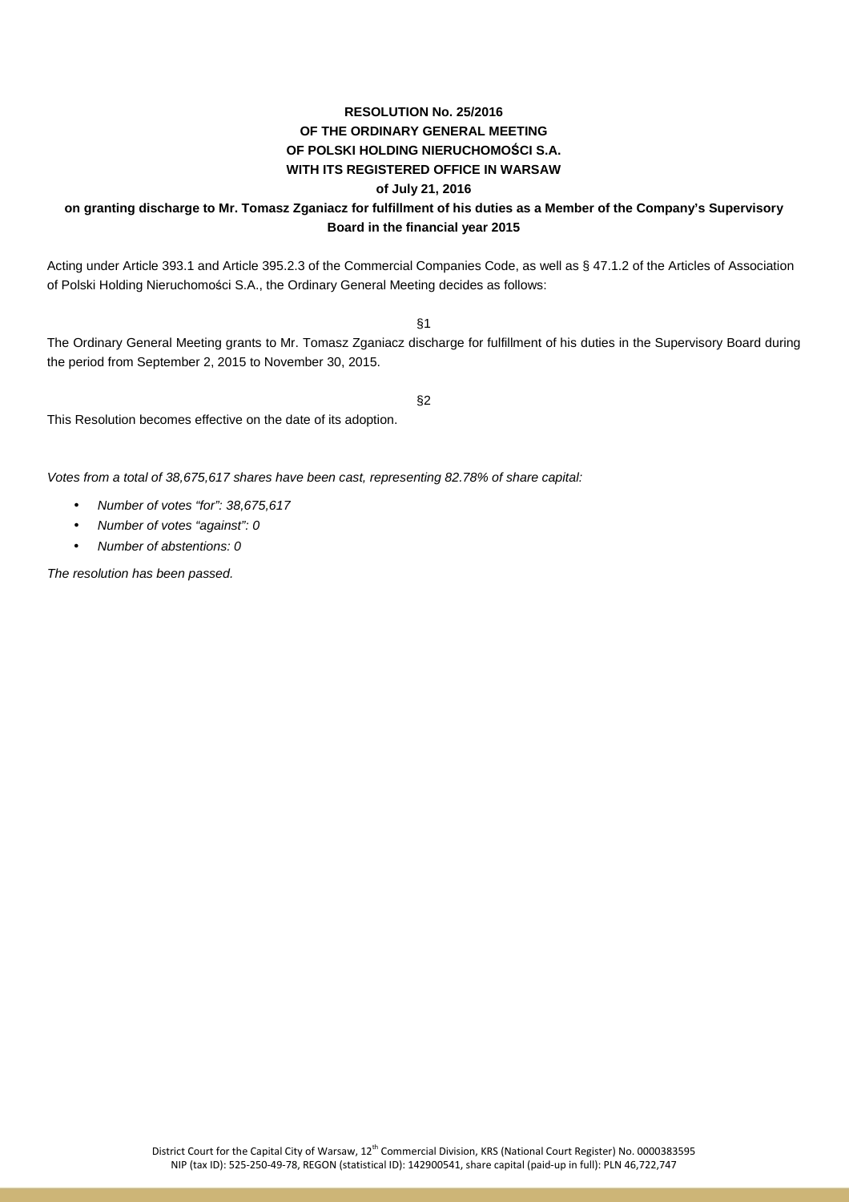**RESOLUTION No. 25/2016**
**OF THE ORDINARY GENERAL MEETING**
**OF POLSKI HOLDING NIERUCHOMOŚCI S.A.**
**WITH ITS REGISTERED OFFICE IN WARSAW**
**of July 21, 2016**

**on granting discharge to Mr. Tomasz Zganiacz for fulfillment of his duties as a Member of the Company's Supervisory Board in the financial year 2015**

Acting under Article 393.1 and Article 395.2.3 of the Commercial Companies Code, as well as § 47.1.2 of the Articles of Association of Polski Holding Nieruchomości S.A., the Ordinary General Meeting decides as follows:

§1

The Ordinary General Meeting grants to Mr. Tomasz Zganiacz discharge for fulfillment of his duties in the Supervisory Board during the period from September 2, 2015 to November 30, 2015.

§2

This Resolution becomes effective on the date of its adoption.

*Votes from a total of 38,675,617 shares have been cast, representing 82.78% of share capital:*

- *Number of votes "for": 38,675,617*
- *Number of votes "against": 0*
- *Number of abstentions: 0*

*The resolution has been passed.*

District Court for the Capital City of Warsaw, 12th Commercial Division, KRS (National Court Register) No. 0000383595
NIP (tax ID): 525-250-49-78, REGON (statistical ID): 142900541, share capital (paid-up in full): PLN 46,722,747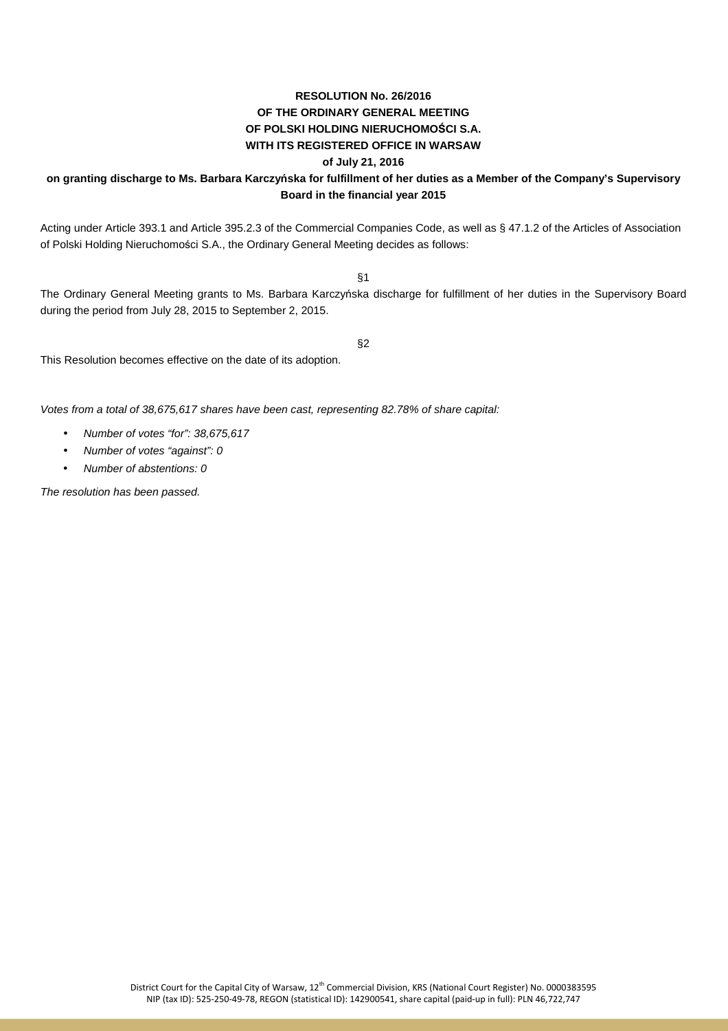**RESOLUTION No. 26/2016**
**OF THE ORDINARY GENERAL MEETING**
**OF POLSKI HOLDING NIERUCHOMOŚCI S.A.**
**WITH ITS REGISTERED OFFICE IN WARSAW**
**of July 21, 2016**
**on granting discharge to Ms. Barbara Karczyńska for fulfillment of her duties as a Member of the Company's Supervisory Board in the financial year 2015**

Acting under Article 393.1 and Article 395.2.3 of the Commercial Companies Code, as well as § 47.1.2 of the Articles of Association of Polski Holding Nieruchomości S.A., the Ordinary General Meeting decides as follows:

§1

The Ordinary General Meeting grants to Ms. Barbara Karczyńska discharge for fulfillment of her duties in the Supervisory Board during the period from July 28, 2015 to September 2, 2015.

§2

This Resolution becomes effective on the date of its adoption.

*Votes from a total of 38,675,617 shares have been cast, representing 82.78% of share capital:*

- *Number of votes "for": 38,675,617*
- *Number of votes "against": 0*
- *Number of abstentions: 0*

*The resolution has been passed.*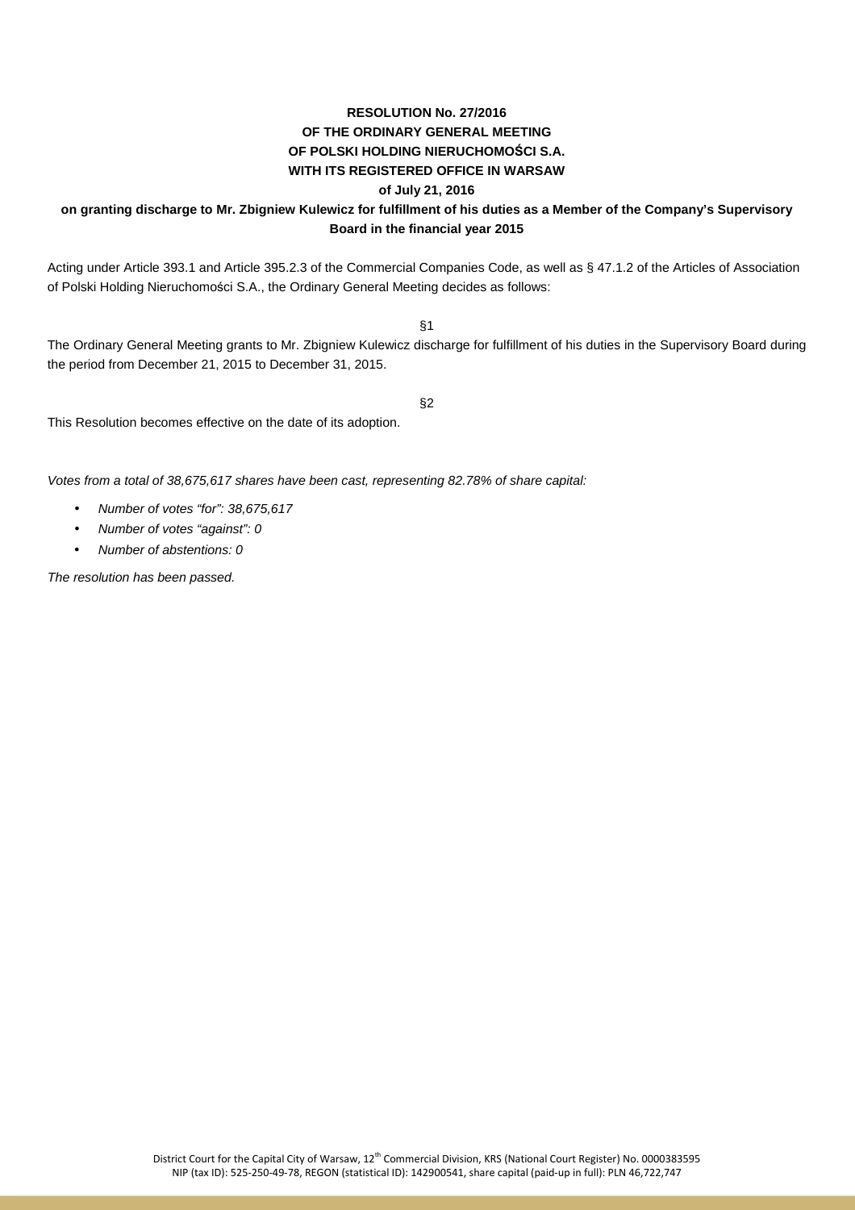**RESOLUTION No. 27/2016**
**OF THE ORDINARY GENERAL MEETING**
**OF POLSKI HOLDING NIERUCHOMOŚCI S.A.**
**WITH ITS REGISTERED OFFICE IN WARSAW**
**of July 21, 2016**
**on granting discharge to Mr. Zbigniew Kulewicz for fulfillment of his duties as a Member of the Company's Supervisory Board in the financial year 2015**

Acting under Article 393.1 and Article 395.2.3 of the Commercial Companies Code, as well as § 47.1.2 of the Articles of Association of Polski Holding Nieruchomości S.A., the Ordinary General Meeting decides as follows:

§1

The Ordinary General Meeting grants to Mr. Zbigniew Kulewicz discharge for fulfillment of his duties in the Supervisory Board during the period from December 21, 2015 to December 31, 2015.

§2

This Resolution becomes effective on the date of its adoption.

*Votes from a total of 38,675,617 shares have been cast, representing 82.78% of share capital:*

- *Number of votes "for": 38,675,617*
- *Number of votes "against": 0*
- *Number of abstentions: 0*

*The resolution has been passed.*

District Court for the Capital City of Warsaw, 12th Commercial Division, KRS (National Court Register) No. 0000383595
NIP (tax ID): 525-250-49-78, REGON (statistical ID): 142900541, share capital (paid-up in full): PLN 46,722,747